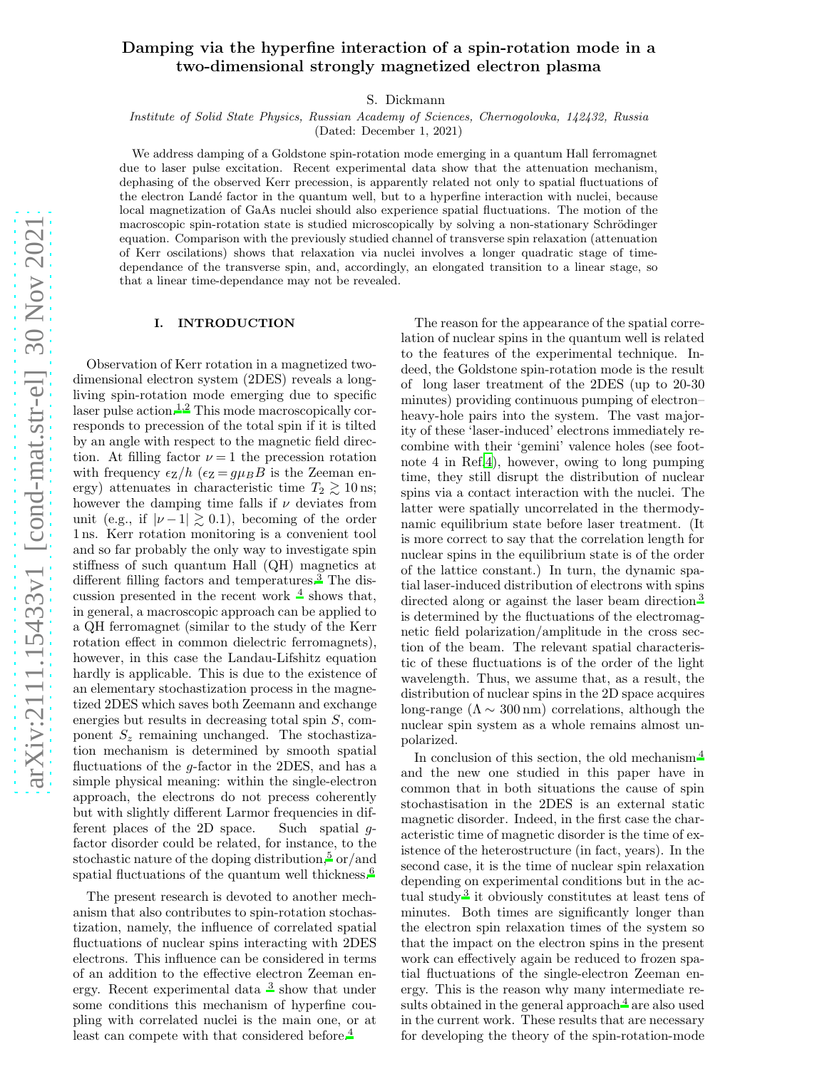# Damping via the hyperfine interaction of a spin-rotation mode in a two-dimensional strongly magnetized electron plasma

S. Dickmann

*Institute of Solid State Physics, Russian Academy of Sciences, Chernogolovka, 142432, Russia*

(Dated: December 1, 2021)

We address damping of a Goldstone spin-rotation mode emerging in a quantum Hall ferromagnet due to laser pulse excitation. Recent experimental data show that the attenuation mechanism, dephasing of the observed Kerr precession, is apparently related not only to spatial fluctuations of the electron Landé factor in the quantum well, but to a hyperfine interaction with nuclei, because local magnetization of GaAs nuclei should also experience spatial fluctuations. The motion of the macroscopic spin-rotation state is studied microscopically by solving a non-stationary Schrödinger equation. Comparison with the previously studied channel of transverse spin relaxation (attenuation of Kerr oscillations) shows that relaxation via nuclei involves a longer quadratic stage of time-dependance of the transverse spin, and, accordingly, an elongated transition to a linear stage, so that a linear time-dependance may not be revealed.

## I. INTRODUCTION

Observation of Kerr rotation in a magnetized two-dimensional electron system (2DES) reveals a long-living spin-rotation mode emerging due to specific laser pulse action.[1,2] This mode macroscopically corresponds to precession of the total spin if it is tilted by an angle with respect to the magnetic field direction. At filling factor $\nu = 1$ the precession rotation with frequency $\epsilon_Z/h$ ($\epsilon_Z = g\mu_B B$ is the Zeeman energy) attenuates in characteristic time $T_2 \gtrsim 10\,$ns; however the damping time falls if $\nu$ deviates from unit (e.g., if $|\nu - 1| \gtrsim 0.1$), becoming of the order $1\,$ns. Kerr rotation monitoring is a convenient tool and so far probably the only way to investigate spin stiffness of such quantum Hall (QH) magnetics at different filling factors and temperatures.[3] The discussion presented in the recent work [4] shows that, in general, a macroscopic approach can be applied to a QH ferromagnet (similar to the study of the Kerr rotation effect in common dielectric ferromagnets), however, in this case the Landau-Lifshitz equation hardly is applicable. This is due to the existence of an elementary stochastization process in the magnetized 2DES which saves both Zeemann and exchange energies but results in decreasing total spin $S$, component $S_z$ remaining unchanged. The stochastization mechanism is determined by smooth spatial fluctuations of the $g$-factor in the 2DES, and has a simple physical meaning: within the single-electron approach, the electrons do not precess coherently but with slightly different Larmor frequencies in different places of the 2D space. Such spatial $g$-factor disorder could be related, for instance, to the stochastic nature of the doping distribution,[5] or/and spatial fluctuations of the quantum well thickness.[6]

The present research is devoted to another mechanism that also contributes to spin-rotation stochastization, namely, the influence of correlated spatial fluctuations of nuclear spins interacting with 2DES electrons. This influence can be considered in terms of an addition to the effective electron Zeeman energy. Recent experimental data [3] show that under some conditions this mechanism of hyperfine coupling with correlated nuclei is the main one, or at least can compete with that considered before.[4]

The reason for the appearance of the spatial correlation of nuclear spins in the quantum well is related to the features of the experimental technique. Indeed, the Goldstone spin-rotation mode is the result of long laser treatment of the 2DES (up to 20-30 minutes) providing continuous pumping of electron–heavy-hole pairs into the system. The vast majority of these 'laser-induced' electrons immediately recombine with their 'gemini' valence holes (see footnote 4 in Ref[4]), however, owing to long pumping time, they still disrupt the distribution of nuclear spins via a contact interaction with the nuclei. The latter were spatially uncorrelated in the thermodynamic equilibrium state before laser treatment. (It is more correct to say that the correlation length for nuclear spins in the equilibrium state is of the order of the lattice constant.) In turn, the dynamic spatial laser-induced distribution of electrons with spins directed along or against the laser beam direction[3] is determined by the fluctuations of the electromagnetic field polarization/amplitude in the cross section of the beam. The relevant spatial characteristic of these fluctuations is of the order of the light wavelength. Thus, we assume that, as a result, the distribution of nuclear spins in the 2D space acquires long-range ($\Lambda \sim 300\,$nm) correlations, although the nuclear spin system as a whole remains almost unpolarized.

In conclusion of this section, the old mechanism[4] and the new one studied in this paper have in common that in both situations the cause of spin stochastisation in the 2DES is an external static magnetic disorder. Indeed, in the first case the characteristic time of magnetic disorder is the time of existence of the heterostructure (in fact, years). In the second case, it is the time of nuclear spin relaxation depending on experimental conditions but in the actual study[3] it obviously constitutes at least tens of minutes. Both times are significantly longer than the electron spin relaxation times of the system so that the impact on the electron spins in the present work can effectively again be reduced to frozen spatial fluctuations of the single-electron Zeeman energy. This is the reason why many intermediate results obtained in the general approach[4] are also used in the current work. These results that are necessary for developing the theory of the spin-rotation-mode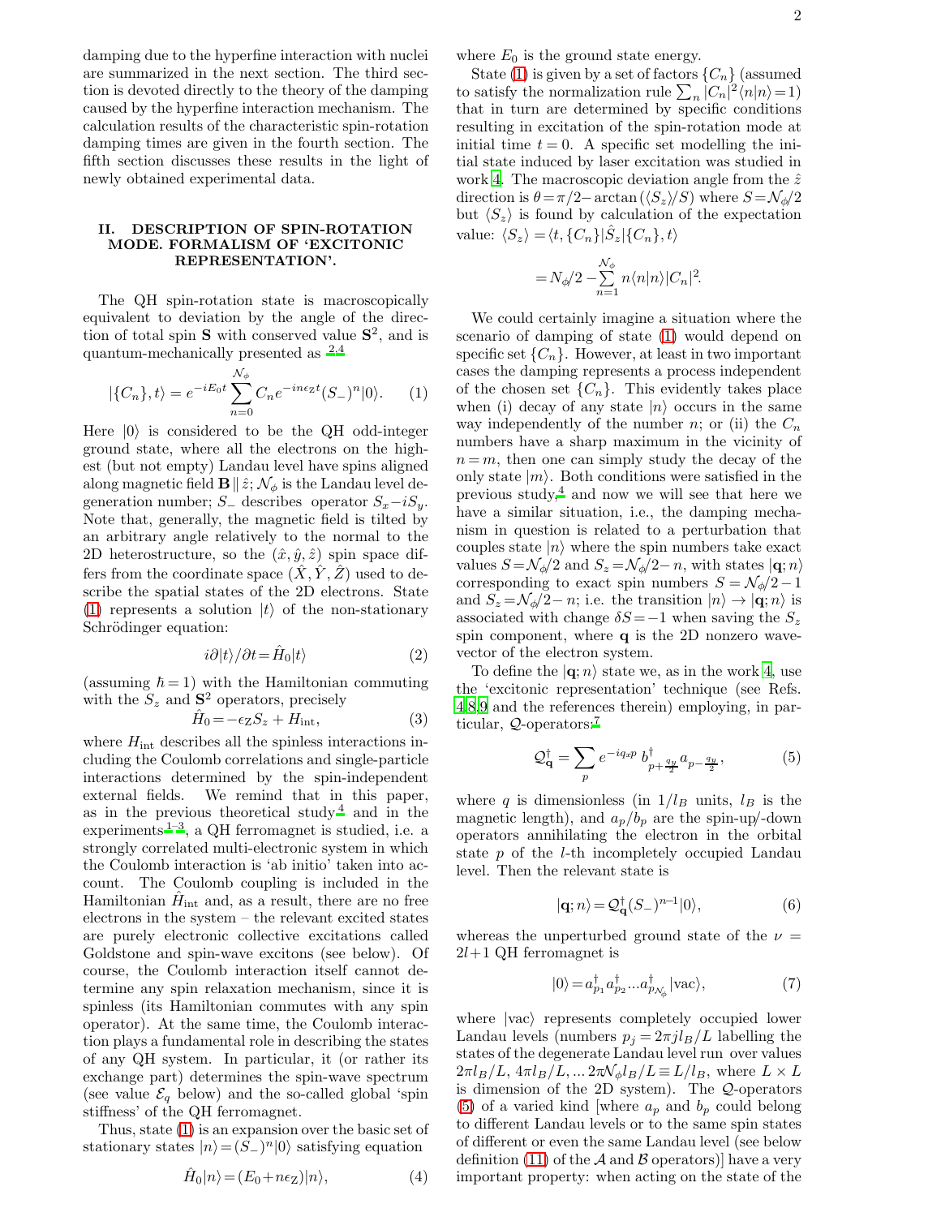damping due to the hyperfine interaction with nuclei are summarized in the next section. The third section is devoted directly to the theory of the damping caused by the hyperfine interaction mechanism. The calculation results of the characteristic spin-rotation damping times are given in the fourth section. The fifth section discusses these results in the light of newly obtained experimental data.

## II. DESCRIPTION OF SPIN-ROTATION MODE. FORMALISM OF 'EXCITONIC REPRESENTATION'.

The QH spin-rotation state is macroscopically equivalent to deviation by the angle of the direction of total spin $\mathbf{S}$ with conserved value $\mathbf{S}^2$, and is quantum-mechanically presented as [2,4]

$$|\{C_n\},t\rangle = e^{-iE_0t}\sum_{n=0}^{\mathcal{N}_\phi} C_n e^{-in\epsilon_Z t}(S_-)^n|0\rangle. \qquad (1)$$

Here $|0\rangle$ is considered to be the QH odd-integer ground state, where all the electrons on the highest (but not empty) Landau level have spins aligned along magnetic field $\mathbf{B}\parallel\hat{z}$; $\mathcal{N}_\phi$ is the Landau level degeneration number; $S_-$ describes operator $S_x - iS_y$. Note that, generally, the magnetic field is tilted by an arbitrary angle relatively to the normal to the 2D heterostructure, so the $(\hat{x},\hat{y},\hat{z})$ spin space differs from the coordinate space $(\hat{X},\hat{Y},\hat{Z})$ used to describe the spatial states of the 2D electrons. State (1) represents a solution $|t\rangle$ of the non-stationary Schrödinger equation:

$$i\partial|t\rangle/\partial t = \hat{H}_0|t\rangle \qquad (2)$$

(assuming $\hbar=1$) with the Hamiltonian commuting with the $S_z$ and $\mathbf{S}^2$ operators, precisely

$$\hat{H}_0 = -\epsilon_Z S_z + H_{\rm int}, \qquad (3)$$

where $H_{\rm int}$ describes all the spinless interactions including the Coulomb correlations and single-particle interactions determined by the spin-independent external fields. We remind that in this paper, as in the previous theoretical study[4] and in the experiments[1–3], a QH ferromagnet is studied, i.e. a strongly correlated multi-electronic system in which the Coulomb interaction is 'ab initio' taken into account. The Coulomb coupling is included in the Hamiltonian $\hat{H}_{\rm int}$ and, as a result, there are no free electrons in the system – the relevant excited states are purely electronic collective excitations called Goldstone and spin-wave excitons (see below). Of course, the Coulomb interaction itself cannot determine any spin relaxation mechanism, since it is spinless (its Hamiltonian commutes with any spin operator). At the same time, the Coulomb interaction plays a fundamental role in describing the states of any QH system. In particular, it (or rather its exchange part) determines the spin-wave spectrum (see value $\mathcal{E}_q$ below) and the so-called global 'spin stiffness' of the QH ferromagnet.

Thus, state (1) is an expansion over the basic set of stationary states $|n\rangle = (S_-)^n|0\rangle$ satisfying equation

$$\hat{H}_0|n\rangle = (E_0 + n\epsilon_Z)|n\rangle, \qquad (4)$$

where $E_0$ is the ground state energy.

State (1) is given by a set of factors $\{C_n\}$ (assumed to satisfy the normalization rule $\sum_n |C_n|^2\langle n|n\rangle = 1$) that in turn are determined by specific conditions resulting in excitation of the spin-rotation mode at initial time $t=0$. A specific set modelling the initial state induced by laser excitation was studied in work 4. The macroscopic deviation angle from the $\hat{z}$ direction is $\theta = \pi/2 - \arctan(\langle S_z\rangle/S)$ where $S = \mathcal{N}_\phi/2$ but $\langle S_z\rangle$ is found by calculation of the expectation value: $\langle S_z\rangle = \langle t,\{C_n\}|\hat{S}_z|\{C_n\},t\rangle$

$$= N_\phi/2 - \sum_{n=1}^{\mathcal{N}_\phi} n\langle n|n\rangle|C_n|^2.$$

We could certainly imagine a situation where the scenario of damping of state (1) would depend on specific set $\{C_n\}$. However, at least in two important cases the damping represents a process independent of the chosen set $\{C_n\}$. This evidently takes place when (i) decay of any state $|n\rangle$ occurs in the same way independently of the number $n$; or (ii) the $C_n$ numbers have a sharp maximum in the vicinity of $n=m$, then one can simply study the decay of the only state $|m\rangle$. Both conditions were satisfied in the previous study,[4] and now we will see that here we have a similar situation, i.e., the damping mechanism in question is related to a perturbation that couples state $|n\rangle$ where the spin numbers take exact values $S = \mathcal{N}_\phi/2$ and $S_z = \mathcal{N}_\phi/2 - n$, with states $|\mathbf{q};n\rangle$ corresponding to exact spin numbers $S = \mathcal{N}_\phi/2 - 1$ and $S_z = \mathcal{N}_\phi/2 - n$; i.e. the transition $|n\rangle \to |\mathbf{q};n\rangle$ is associated with change $\delta S = -1$ when saving the $S_z$ spin component, where $\mathbf{q}$ is the 2D nonzero wavevector of the electron system.

To define the $|\mathbf{q};n\rangle$ state we, as in the work 4, use the 'excitonic representation' technique (see Refs. 4,8,9 and the references therein) employing, in particular, $\mathcal{Q}$-operators:[7]

$$\mathcal{Q}^\dagger_{\mathbf{q}} = \sum_p e^{-iq_x p}\, b^\dagger_{p+\frac{q_y}{2}} a_{p-\frac{q_y}{2}}, \qquad (5)$$

where $q$ is dimensionless (in $1/l_B$ units, $l_B$ is the magnetic length), and $a_p/b_p$ are the spin-up/-down operators annihilating the electron in the orbital state $p$ of the $l$-th incompletely occupied Landau level. Then the relevant state is

$$|\mathbf{q};n\rangle = \mathcal{Q}^\dagger_{\mathbf{q}}(S_-)^{n-1}|0\rangle, \qquad (6)$$

whereas the unperturbed ground state of the $\nu = 2l+1$ QH ferromagnet is

$$|0\rangle = a^\dagger_{p_1}a^\dagger_{p_2}\ldots a^\dagger_{p_{\mathcal{N}_\phi}}|{\rm vac}\rangle, \qquad (7)$$

where $|{\rm vac}\rangle$ represents completely occupied lower Landau levels (numbers $p_j = 2\pi j l_B/L$ labelling the states of the degenerate Landau level run over values $2\pi l_B/L,\, 4\pi l_B/L, \ldots 2\pi\mathcal{N}_\phi l_B/L \equiv L/l_B$, where $L\times L$ is dimension of the 2D system). The $\mathcal{Q}$-operators (5) of a varied kind [where $a_p$ and $b_p$ could belong to different Landau levels or to the same spin states of different or even the same Landau level (see below definition (11) of the $\mathcal{A}$ and $\mathcal{B}$ operators)] have a very important property: when acting on the state of the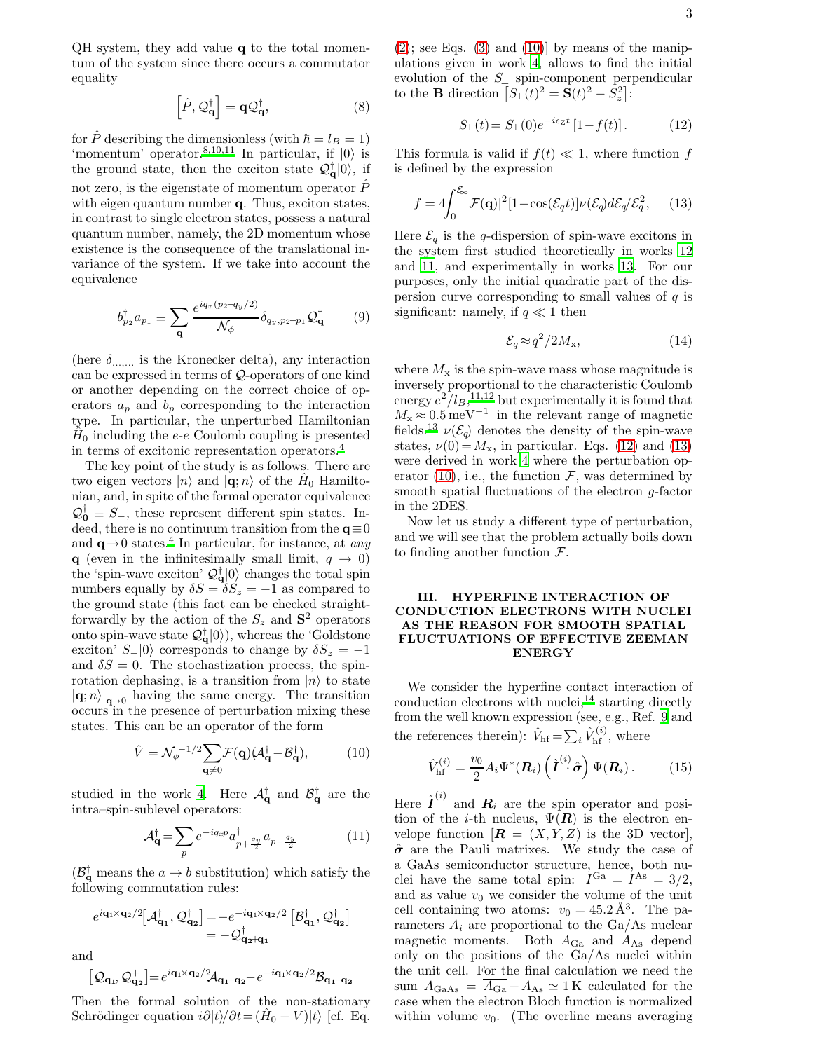QH system, they add value $\mathbf{q}$ to the total momentum of the system since there occurs a commutator equality

$$\left[\hat{P}, \mathcal{Q}^{\dagger}_{\mathbf{q}}\right] = \mathbf{q}\mathcal{Q}^{\dagger}_{\mathbf{q}}, \qquad (8)$$

for $\hat{P}$ describing the dimensionless (with $\hbar = l_B = 1$) 'momentum' operator.[8,10,11] In particular, if $|0\rangle$ is the ground state, then the exciton state $\mathcal{Q}^{\dagger}_{\mathbf{q}}|0\rangle$, if not zero, is the eigenstate of momentum operator $\hat{P}$ with eigen quantum number $\mathbf{q}$. Thus, exciton states, in contrast to single electron states, possess a natural quantum number, namely, the 2D momentum whose existence is the consequence of the translational invariance of the system. If we take into account the equivalence

$$b^{\dagger}_{p_2}a_{p_1} \equiv \sum_{\mathbf{q}} \frac{e^{iq_x(p_2-q_y/2)}}{\mathcal{N}_\phi}\delta_{q_y,p_2-p_1}\mathcal{Q}^{\dagger}_{\mathbf{q}} \qquad (9)$$

(here $\delta_{...,...}$ is the Kronecker delta), any interaction can be expressed in terms of $\mathcal{Q}$-operators of one kind or another depending on the correct choice of operators $a_p$ and $b_p$ corresponding to the interaction type. In particular, the unperturbed Hamiltonian $\hat{H}_0$ including the $e$-$e$ Coulomb coupling is presented in terms of excitonic representation operators.[4]

The key point of the study is as follows. There are two eigen vectors $|n\rangle$ and $|\mathbf{q};n\rangle$ of the $\hat{H}_0$ Hamiltonian, and, in spite of the formal operator equivalence $\mathcal{Q}^{\dagger}_{\mathbf{0}} \equiv S_-$, these represent different spin states. Indeed, there is no continuum transition from the $\mathbf{q}\equiv 0$ and $\mathbf{q}\to 0$ states.[4] In particular, for instance, at *any* $\mathbf{q}$ (even in the infinitesimally small limit, $q \to 0$) the 'spin-wave exciton' $\mathcal{Q}^{\dagger}_{\mathbf{q}}|0\rangle$ changes the total spin numbers equally by $\delta S = \delta S_z = -1$ as compared to the ground state (this fact can be checked straightforwardly by the action of the $S_z$ and $\mathbf{S}^2$ operators onto spin-wave state $\mathcal{Q}^{\dagger}_{\mathbf{q}}|0\rangle$), whereas the 'Goldstone exciton' $S_-|0\rangle$ corresponds to change by $\delta S_z = -1$ and $\delta S = 0$. The stochastization process, the spin-rotation dephasing, is a transition from $|n\rangle$ to state $|\mathbf{q};n\rangle|_{\mathbf{q}\to 0}$ having the same energy. The transition occurs in the presence of perturbation mixing these states. This can be an operator of the form

$$\hat{V} = \mathcal{N}_\phi^{-1/2}\sum_{\mathbf{q}\neq 0}\mathcal{F}(\mathbf{q})(\mathcal{A}^{\dagger}_{\mathbf{q}} - \mathcal{B}^{\dagger}_{\mathbf{q}}), \qquad (10)$$

studied in the work 4. Here $\mathcal{A}^{\dagger}_{\mathbf{q}}$ and $\mathcal{B}^{\dagger}_{\mathbf{q}}$ are the intra–spin-sublevel operators:

$$\mathcal{A}^{\dagger}_{\mathbf{q}} = \sum_p e^{-iq_xp}a^{\dagger}_{p+\frac{q_y}{2}}a_{p-\frac{q_y}{2}} \qquad (11)$$

($\mathcal{B}^{\dagger}_{\mathbf{q}}$ means the $a \to b$ substitution) which satisfy the following commutation rules:

$$e^{i\mathbf{q_1}\times\mathbf{q_2}/2}\left[\mathcal{A}^{\dagger}_{\mathbf{q_1}}, \mathcal{Q}^{\dagger}_{\mathbf{q_2}}\right] = -e^{-i\mathbf{q_1}\times\mathbf{q_2}/2}\left[\mathcal{B}^{\dagger}_{\mathbf{q_1}}, \mathcal{Q}^{\dagger}_{\mathbf{q_2}}\right] = -\mathcal{Q}^{\dagger}_{\mathbf{q_2}+\mathbf{q_1}}$$

and

$$\left[\mathcal{Q}_{\mathbf{q_1}}, \mathcal{Q}^{+}_{\mathbf{q_2}}\right] = e^{i\mathbf{q_1}\times\mathbf{q_2}/2}\mathcal{A}_{\mathbf{q_1}-\mathbf{q_2}} - e^{-i\mathbf{q_1}\times\mathbf{q_2}/2}\mathcal{B}_{\mathbf{q_1}-\mathbf{q_2}}$$

Then the formal solution of the non-stationary Schrödinger equation $i\partial|t\rangle/\partial t = (\hat{H}_0 + V)|t\rangle$ [cf. Eq. (2); see Eqs. (3) and (10)] by means of the manipulations given in work 4, allows to find the initial evolution of the $S_\perp$ spin-component perpendicular to the $\mathbf{B}$ direction $\left[S_\perp(t)^2 = \mathbf{S}(t)^2 - S_z^2\right]$:

$$S_\perp(t) = S_\perp(0)e^{-i\epsilon_Z t}\left[1 - f(t)\right]. \qquad (12)$$

This formula is valid if $f(t) \ll 1$, where function $f$ is defined by the expression

$$f = 4\int_0^{\mathcal{E}_\infty}|\mathcal{F}(\mathbf{q})|^2[1-\cos(\mathcal{E}_q t)]\nu(\mathcal{E}_q)d\mathcal{E}_q/\mathcal{E}_q^2, \qquad (13)$$

Here $\mathcal{E}_q$ is the $q$-dispersion of spin-wave excitons in the system first studied theoretically in works 12 and 11, and experimentally in works 13. For our purposes, only the initial quadratic part of the dispersion curve corresponding to small values of $q$ is significant: namely, if $q \ll 1$ then

$$\mathcal{E}_q \approx q^2/2M_{\text{x}}, \qquad (14)$$

where $M_{\text{x}}$ is the spin-wave mass whose magnitude is inversely proportional to the characteristic Coulomb energy $e^2/l_B$,[11,12] but experimentally it is found that $M_{\text{x}} \approx 0.5\,\text{meV}^{-1}$ in the relevant range of magnetic fields.[13] $\nu(\mathcal{E}_q)$ denotes the density of the spin-wave states, $\nu(0) = M_{\text{x}}$, in particular. Eqs. (12) and (13) were derived in work 4 where the perturbation operator (10), i.e., the function $\mathcal{F}$, was determined by smooth spatial fluctuations of the electron $g$-factor in the 2DES.

Now let us study a different type of perturbation, and we will see that the problem actually boils down to finding another function $\mathcal{F}$.

## III. HYPERFINE INTERACTION OF CONDUCTION ELECTRONS WITH NUCLEI AS THE REASON FOR SMOOTH SPATIAL FLUCTUATIONS OF EFFECTIVE ZEEMAN ENERGY

We consider the hyperfine contact interaction of conduction electrons with nuclei,[14] starting directly from the well known expression (see, e.g., Ref. 9 and the references therein): $\hat{V}_{\text{hf}} = \sum_i \hat{V}^{(i)}_{\text{hf}}$, where

$$\hat{V}^{(i)}_{\text{hf}} = \frac{v_0}{2}A_i\Psi^*(\boldsymbol{R}_i)\left(\hat{\boldsymbol{I}}^{(i)}\cdot\hat{\boldsymbol{\sigma}}\right)\Psi(\boldsymbol{R}_i). \qquad (15)$$

Here $\hat{\boldsymbol{I}}^{(i)}$ and $\boldsymbol{R}_i$ are the spin operator and position of the $i$-th nucleus, $\Psi(\boldsymbol{R})$ is the electron envelope function [$\boldsymbol{R} = (X, Y, Z)$ is the 3D vector], $\hat{\boldsymbol{\sigma}}$ are the Pauli matrices. We study the case of a GaAs semiconductor structure, hence, both nuclei have the same total spin: $I^{\text{Ga}} = I^{\text{As}} = 3/2$, and as value $v_0$ we consider the volume of the unit cell containing two atoms: $v_0 = 45.2\,\text{Å}^3$. The parameters $A_i$ are proportional to the Ga/As nuclear magnetic moments. Both $A_{\text{Ga}}$ and $A_{\text{As}}$ depend only on the positions of the Ga/As nuclei within the unit cell. For the final calculation we need the sum $A_{\text{GaAs}} = \overline{A_{\text{Ga}}} + A_{\text{As}} \simeq 1\,\text{K}$ calculated for the case when the electron Bloch function is normalized within volume $v_0$. (The overline means averaging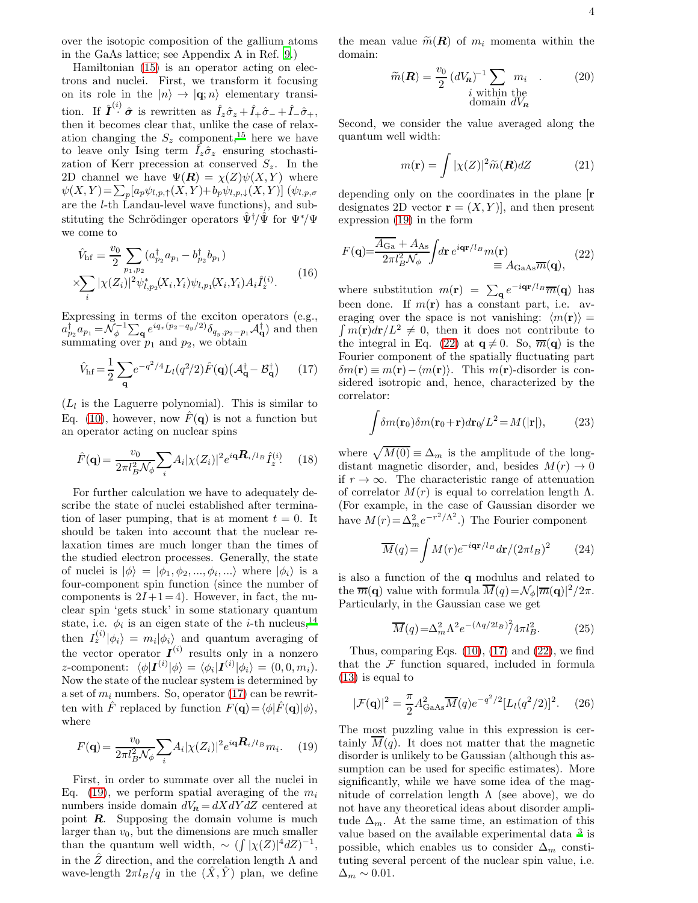over the isotopic composition of the gallium atoms in the GaAs lattice; see Appendix A in Ref. [9].)

Hamiltonian (15) is an operator acting on electrons and nuclei. First, we transform it focusing on its role in the $|n\rangle \to |\mathbf{q};n\rangle$ elementary transition. If $\hat{\boldsymbol{I}}^{(i)}\!\cdot\hat{\boldsymbol{\sigma}}$ is rewritten as $\hat{I}_z\hat{\sigma}_z+\hat{I}_+\hat{\sigma}_-+\hat{I}_-\hat{\sigma}_+$, then it becomes clear that, unlike the case of relaxation changing the $S_z$ component,[15] here we have to leave only Ising term $\hat{I}_z\hat{\sigma}_z$ ensuring stochastization of Kerr precession at conserved $S_z$. In the 2D channel we have $\Psi(\boldsymbol{R})=\chi(Z)\psi(X,Y)$ where $\psi(X,Y)=\sum_p[a_p\psi_{l,p,\uparrow}(X,Y)+b_p\psi_{l,p,\downarrow}(X,Y)]$ ($\psi_{l,p,\sigma}$ are the $l$-th Landau-level wave functions), and substituting the Schrödinger operators $\hat{\Psi}^\dagger/\hat{\Psi}$ for $\Psi^*/\Psi$ we come to

$$
\hat{V}_{\rm hf}=\frac{v_0}{2}\sum_{p_1,p_2}(a^\dagger_{p_2}a_{p_1}-b^\dagger_{p_2}b_{p_1})
\times\sum_i|\chi(Z_i)|^2\psi^*_{l,p_2}(X_i,Y_i)\psi_{l,p_1}(X_i,Y_i)A_i\hat{I}_z^{(i)}. \tag{16}
$$

Expressing in terms of the exciton operators (e.g., $a^\dagger_{p_2}a_{p_1}=\mathcal{N}_\phi^{-1}\sum_{\mathbf{q}}e^{iq_x(p_2-q_y/2)}\delta_{q_y,p_2-p_1}\mathcal{A}^\dagger_{\mathbf{q}}$) and then summating over $p_1$ and $p_2$, we obtain

$$
\hat{V}_{\rm hf}=\frac{1}{2}\sum_{\mathbf{q}}e^{-q^2/4}L_l(q^2/2)\hat{F}(\mathbf{q})\big(\mathcal{A}^\dagger_{\mathbf{q}}-\mathcal{B}^\dagger_{\mathbf{q}}\big) \tag{17}
$$

($L_l$ is the Laguerre polynomial). This is similar to Eq. (10), however, now $\hat{F}(\mathbf{q})$ is not a function but an operator acting on nuclear spins

$$
\hat{F}(\mathbf{q})=\frac{v_0}{2\pi l_B^2\mathcal{N}_\phi}\sum_i A_i|\chi(Z_i)|^2e^{i\mathbf{q}\boldsymbol{R}_i/l_B}\hat{I}_z^{(i)}. \tag{18}
$$

For further calculation we have to adequately describe the state of nuclei established after termination of laser pumping, that is at moment $t=0$. It should be taken into account that the nuclear relaxation times are much longer than the times of the studied electron processes. Generally, the state of nuclei is $|\phi\rangle=|\phi_1,\phi_2,...,\phi_i,...\rangle$ where $|\phi_i\rangle$ is a four-component spin function (since the number of components is $2I+1=4$). However, in fact, the nuclear spin 'gets stuck' in some stationary quantum state, i.e. $\phi_i$ is an eigen state of the $i$-th nucleus,[14] then $I_z^{(i)}|\phi_i\rangle=m_i|\phi_i\rangle$ and quantum averaging of the vector operator $\boldsymbol{I}^{(i)}$ results only in a nonzero $z$-component: $\langle\phi|\boldsymbol{I}^{(i)}|\phi\rangle=\langle\phi_i|\boldsymbol{I}^{(i)}|\phi_i\rangle=(0,0,m_i)$. Now the state of the nuclear system is determined by a set of $m_i$ numbers. So, operator (17) can be rewritten with $\hat{F}$ replaced by function $F(\mathbf{q})=\langle\phi|\hat{F}(\mathbf{q})|\phi\rangle$, where

$$
F(\mathbf{q})=\frac{v_0}{2\pi l_B^2\mathcal{N}_\phi}\sum_i A_i|\chi(Z_i)|^2e^{i\mathbf{q}\boldsymbol{R}_i/l_B}m_i. \tag{19}
$$

First, in order to summate over all the nuclei in Eq. (19), we perform spatial averaging of the $m_i$ numbers inside domain $dV_{\boldsymbol{R}}=dXdYdZ$ centered at point $\boldsymbol{R}$. Supposing the domain volume is much larger than $v_0$, but the dimensions are much smaller than the quantum well width, $\sim(\int|\chi(Z)|^4dZ)^{-1}$, in the $\hat{Z}$ direction, and the correlation length $\Lambda$ and wave-length $2\pi l_B/q$ in the $(\hat{X},\hat{Y})$ plan, we define the mean value $\widetilde{m}(\boldsymbol{R})$ of $m_i$ momenta within the domain:

$$
\widetilde{m}(\boldsymbol{R})=\frac{v_0}{2}\,(dV_{\boldsymbol{R}})^{-1}\sum_{\substack{i\text{ within the}\\ \text{domain }dV_{\boldsymbol{R}}}}m_i\quad. \tag{20}
$$

Second, we consider the value averaged along the quantum well width:

$$
m(\mathbf{r})=\int|\chi(Z)|^2\widetilde{m}(\boldsymbol{R})dZ \tag{21}
$$

depending only on the coordinates in the plane [$\mathbf{r}$ designates 2D vector $\mathbf{r}=(X,Y)$], and then present expression (19) in the form

$$
F(\mathbf{q})=\frac{\overline{A_{\rm Ga}+A_{\rm As}}}{2\pi l_B^2\mathcal{N}_\phi}\int d\mathbf{r}\,e^{i\mathbf{q}\mathbf{r}/l_B}m(\mathbf{r})
\equiv A_{\rm GaAs}\overline{m}(\mathbf{q}), \tag{22}
$$

where substitution $m(\mathbf{r})=\sum_{\mathbf{q}}e^{-i\mathbf{q}\mathbf{r}/l_B}\overline{m}(\mathbf{q})$ has been done. If $m(\mathbf{r})$ has a constant part, i.e. averaging over the space is not vanishing: $\langle m(\mathbf{r})\rangle=\int m(\mathbf{r})d\mathbf{r}/L^2\neq 0$, then it does not contribute to the integral in Eq. (22) at $\mathbf{q}\neq 0$. So, $\overline{m}(\mathbf{q})$ is the Fourier component of the spatially fluctuating part $\delta m(\mathbf{r})\equiv m(\mathbf{r})-\langle m(\mathbf{r})\rangle$. This $m(\mathbf{r})$-disorder is considered isotropic and, hence, characterized by the correlator:

$$
\int\delta m(\mathbf{r}_0)\delta m(\mathbf{r}_0+\mathbf{r})d\mathbf{r}_0/L^2=M(|\mathbf{r}|), \tag{23}
$$

where $\sqrt{M(0)}\equiv\Delta_m$ is the amplitude of the long-distant magnetic disorder, and, besides $M(r)\to 0$ if $r\to\infty$. The characteristic range of attenuation of correlator $M(r)$ is equal to correlation length $\Lambda$. (For example, in the case of Gaussian disorder we have $M(r)=\Delta_m^2e^{-r^2/\Lambda^2}$.) The Fourier component

$$
\overline{M}(q)=\int M(r)e^{-i\mathbf{q}\mathbf{r}/l_B}d\mathbf{r}/(2\pi l_B)^2 \tag{24}
$$

is also a function of the $\mathbf{q}$ modulus and related to the $\overline{m}(\mathbf{q})$ value with formula $\overline{M}(q)=\mathcal{N}_\phi|\overline{m}(\mathbf{q})|^2/2\pi$. Particularly, in the Gaussian case we get

$$
\overline{M}(q)=\Delta_m^2\Lambda^2e^{-(\Lambda q/2l_B)^2}/4\pi l_B^2. \tag{25}
$$

Thus, comparing Eqs. (10), (17) and (22), we find that the $\mathcal{F}$ function squared, included in formula (13) is equal to

$$
|\mathcal{F}(\mathbf{q})|^2=\frac{\pi}{2}A_{\rm GaAs}^2\overline{M}(q)e^{-q^2/2}[L_l(q^2/2)]^2. \tag{26}
$$

The most puzzling value in this expression is certainly $\overline{M}(q)$. It does not matter that the magnetic disorder is unlikely to be Gaussian (although this assumption can be used for specific estimates). More significantly, while we have some idea of the magnitude of correlation length $\Lambda$ (see above), we do not have any theoretical ideas about disorder amplitude $\Delta_m$. At the same time, an estimation of this value based on the available experimental data [3] is possible, which enables us to consider $\Delta_m$ constituting several percent of the nuclear spin value, i.e. $\Delta_m\sim 0.01$.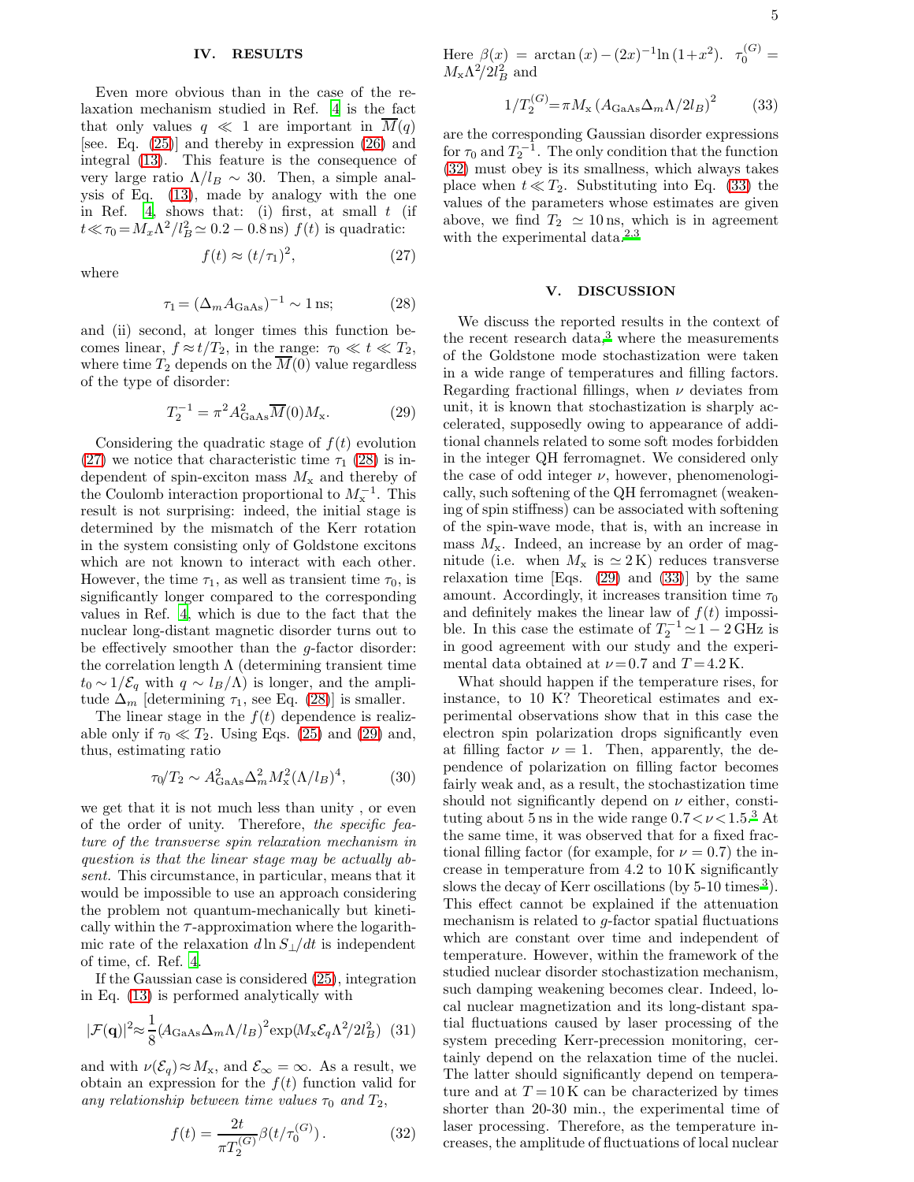## IV. RESULTS

Even more obvious than in the case of the relaxation mechanism studied in Ref. 4 is the fact that only values $q \ll 1$ are important in $\overline{M}(q)$ [see. Eq. (25)] and thereby in expression (26) and integral (13). This feature is the consequence of very large ratio $\Lambda/l_B \sim 30$. Then, a simple analysis of Eq. (13), made by analogy with the one in Ref. 4, shows that: (i) first, at small $t$ (if $t \ll \tau_0 = M_x\Lambda^2/l_B^2 \simeq 0.2-0.8\,\text{ns}$) $f(t)$ is quadratic:

$$f(t) \approx (t/\tau_1)^2, \tag{27}$$

where

$$\tau_1 = (\Delta_m A_{\text{GaAs}})^{-1} \sim 1\,\text{ns}; \tag{28}$$

and (ii) second, at longer times this function becomes linear, $f \approx t/T_2$, in the range: $\tau_0 \ll t \ll T_2$, where time $T_2$ depends on the $\overline{M}(0)$ value regardless of the type of disorder:

$$T_2^{-1} = \pi^2 A_{\text{GaAs}}^2 \overline{M}(0) M_{\text{x}}. \tag{29}$$

Considering the quadratic stage of $f(t)$ evolution (27) we notice that characteristic time $\tau_1$ (28) is independent of spin-exciton mass $M_{\text{x}}$ and thereby of the Coulomb interaction proportional to $M_{\text{x}}^{-1}$. This result is not surprising: indeed, the initial stage is determined by the mismatch of the Kerr rotation in the system consisting only of Goldstone excitons which are not known to interact with each other. However, the time $\tau_1$, as well as transient time $\tau_0$, is significantly longer compared to the corresponding values in Ref. 4, which is due to the fact that the nuclear long-distant magnetic disorder turns out to be effectively smoother than the $g$-factor disorder: the correlation length $\Lambda$ (determining transient time $t_0 \sim 1/\mathcal{E}_q$ with $q \sim l_B/\Lambda$) is longer, and the amplitude $\Delta_m$ [determining $\tau_1$, see Eq. (28)] is smaller.

The linear stage in the $f(t)$ dependence is realizable only if $\tau_0 \ll T_2$. Using Eqs. (25) and (29) and, thus, estimating ratio

$$\tau_0/T_2 \sim A_{\text{GaAs}}^2 \Delta_m^2 M_{\text{x}}^2 (\Lambda/l_B)^4, \tag{30}$$

we get that it is not much less than unity , or even of the order of unity. Therefore, *the specific feature of the transverse spin relaxation mechanism in question is that the linear stage may be actually absent.* This circumstance, in particular, means that it would be impossible to use an approach considering the problem not quantum-mechanically but kinetically within the $\tau$-approximation where the logarithmic rate of the relaxation $d\ln S_\perp/dt$ is independent of time, cf. Ref. 4.

If the Gaussian case is considered (25), integration in Eq. (13) is performed analytically with

$$|\mathcal{F}(\mathbf{q})|^2 \approx \frac{1}{8}(A_{\text{GaAs}}\Delta_m\Lambda/l_B)^2 \exp(M_{\text{x}}\mathcal{E}_q\Lambda^2/2l_B^2) \tag{31}$$

and with $\nu(\mathcal{E}_q) \approx M_{\text{x}}$, and $\mathcal{E}_\infty = \infty$. As a result, we obtain an expression for the $f(t)$ function valid for *any relationship between time values $\tau_0$ and $T_2$*,

$$f(t) = \frac{2t}{\pi T_2^{(G)}}\beta(t/\tau_0^{(G)})\,. \tag{32}$$

Here $\beta(x) = \arctan(x) - (2x)^{-1}\ln(1+x^2)$. $\tau_0^{(G)} = M_{\text{x}}\Lambda^2/2l_B^2$ and

$$1/T_2^{(G)} = \pi M_{\text{x}} \left(A_{\text{GaAs}}\Delta_m\Lambda/2l_B\right)^2 \tag{33}$$

are the corresponding Gaussian disorder expressions for $\tau_0$ and $T_2^{-1}$. The only condition that the function (32) must obey is its smallness, which always takes place when $t \ll T_2$. Substituting into Eq. (33) the values of the parameters whose estimates are given above, we find $T_2 \simeq 10\,\text{ns}$, which is in agreement with the experimental data.[2,3]

## V. DISCUSSION

We discuss the reported results in the context of the recent research data,[3] where the measurements of the Goldstone mode stochastization were taken in a wide range of temperatures and filling factors. Regarding fractional fillings, when $\nu$ deviates from unit, it is known that stochastization is sharply accelerated, supposedly owing to appearance of additional channels related to some soft modes forbidden in the integer QH ferromagnet. We considered only the case of odd integer $\nu$, however, phenomenologically, such softening of the QH ferromagnet (weakening of spin stiffness) can be associated with softening of the spin-wave mode, that is, with an increase in mass $M_{\text{x}}$. Indeed, an increase by an order of magnitude (i.e. when $M_{\text{x}}$ is $\simeq 2\,\text{K}$) reduces transverse relaxation time [Eqs. (29) and (33)] by the same amount. Accordingly, it increases transition time $\tau_0$ and definitely makes the linear law of $f(t)$ impossible. In this case the estimate of $T_2^{-1} \simeq 1-2\,\text{GHz}$ is in good agreement with our study and the experimental data obtained at $\nu = 0.7$ and $T = 4.2\,\text{K}$.

What should happen if the temperature rises, for instance, to 10 K? Theoretical estimates and experimental observations show that in this case the electron spin polarization drops significantly even at filling factor $\nu = 1$. Then, apparently, the dependence of polarization on filling factor becomes fairly weak and, as a result, the stochastization time should not significantly depend on $\nu$ either, constituting about 5 ns in the wide range $0.7 < \nu < 1.5$.[3] At the same time, it was observed that for a fixed fractional filling factor (for example, for $\nu = 0.7$) the increase in temperature from 4.2 to 10 K significantly slows the decay of Kerr oscillations (by 5-10 times[3]). This effect cannot be explained if the attenuation mechanism is related to $g$-factor spatial fluctuations which are constant over time and independent of temperature. However, within the framework of the studied nuclear disorder stochastization mechanism, such damping weakening becomes clear. Indeed, local nuclear magnetization and its long-distant spatial fluctuations caused by laser processing of the system preceding Kerr-precession monitoring, certainly depend on the relaxation time of the nuclei. The latter should significantly depend on temperature and at $T = 10\,\text{K}$ can be characterized by times shorter than 20-30 min., the experimental time of laser processing. Therefore, as the temperature increases, the amplitude of fluctuations of local nuclear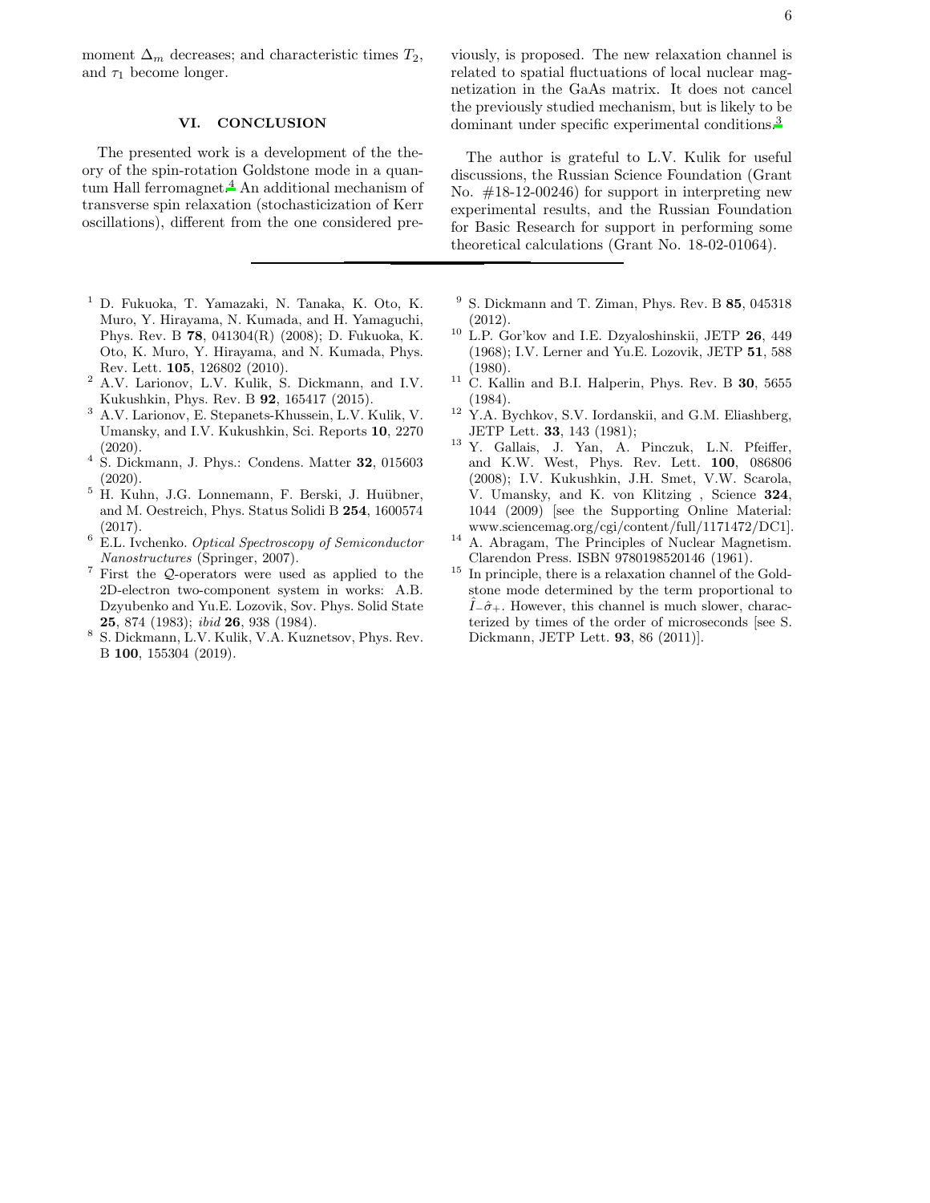moment $\Delta_m$ decreases; and characteristic times $T_2$, and $\tau_1$ become longer.

## VI. CONCLUSION

The presented work is a development of the theory of the spin-rotation Goldstone mode in a quantum Hall ferromagnet.[4] An additional mechanism of transverse spin relaxation (stochasticization of Kerr oscillations), different from the one considered previously, is proposed. The new relaxation channel is related to spatial fluctuations of local nuclear magnetization in the GaAs matrix. It does not cancel the previously studied mechanism, but is likely to be dominant under specific experimental conditions.[3]

The author is grateful to L.V. Kulik for useful discussions, the Russian Science Foundation (Grant No. #18-12-00246) for support in interpreting new experimental results, and the Russian Foundation for Basic Research for support in performing some theoretical calculations (Grant No. 18-02-01064).

---

1. D. Fukuoka, T. Yamazaki, N. Tanaka, K. Oto, K. Muro, Y. Hirayama, N. Kumada, and H. Yamaguchi, Phys. Rev. B **78**, 041304(R) (2008); D. Fukuoka, K. Oto, K. Muro, Y. Hirayama, and N. Kumada, Phys. Rev. Lett. **105**, 126802 (2010).
2. A.V. Larionov, L.V. Kulik, S. Dickmann, and I.V. Kukushkin, Phys. Rev. B **92**, 165417 (2015).
3. A.V. Larionov, E. Stepanets-Khussein, L.V. Kulik, V. Umansky, and I.V. Kukushkin, Sci. Reports **10**, 2270 (2020).
4. S. Dickmann, J. Phys.: Condens. Matter **32**, 015603 (2020).
5. H. Kuhn, J.G. Lonnemann, F. Berski, J. Huübner, and M. Oestreich, Phys. Status Solidi B **254**, 1600574 (2017).
6. E.L. Ivchenko. *Optical Spectroscopy of Semiconductor Nanostructures* (Springer, 2007).
7. First the $\mathcal{Q}$-operators were used as applied to the 2D-electron two-component system in works: A.B. Dzyubenko and Yu.E. Lozovik, Sov. Phys. Solid State **25**, 874 (1983); *ibid* **26**, 938 (1984).
8. S. Dickmann, L.V. Kulik, V.A. Kuznetsov, Phys. Rev. B **100**, 155304 (2019).
9. S. Dickmann and T. Ziman, Phys. Rev. B **85**, 045318 (2012).
10. L.P. Gor'kov and I.E. Dzyaloshinskii, JETP **26**, 449 (1968); I.V. Lerner and Yu.E. Lozovik, JETP **51**, 588 (1980).
11. C. Kallin and B.I. Halperin, Phys. Rev. B **30**, 5655 (1984).
12. Y.A. Bychkov, S.V. Iordanskii, and G.M. Eliashberg, JETP Lett. **33**, 143 (1981);
13. Y. Gallais, J. Yan, A. Pinczuk, L.N. Pfeiffer, and K.W. West, Phys. Rev. Lett. **100**, 086806 (2008); I.V. Kukushkin, J.H. Smet, V.W. Scarola, V. Umansky, and K. von Klitzing , Science **324**, 1044 (2009) [see the Supporting Online Material: www.sciencemag.org/cgi/content/full/1171472/DC1].
14. A. Abragam, The Principles of Nuclear Magnetism. Clarendon Press. ISBN 9780198520146 (1961).
15. In principle, there is a relaxation channel of the Goldstone mode determined by the term proportional to $\hat{I}_-\hat{\sigma}_+$. However, this channel is much slower, characterized by times of the order of microseconds [see S. Dickmann, JETP Lett. **93**, 86 (2011)].